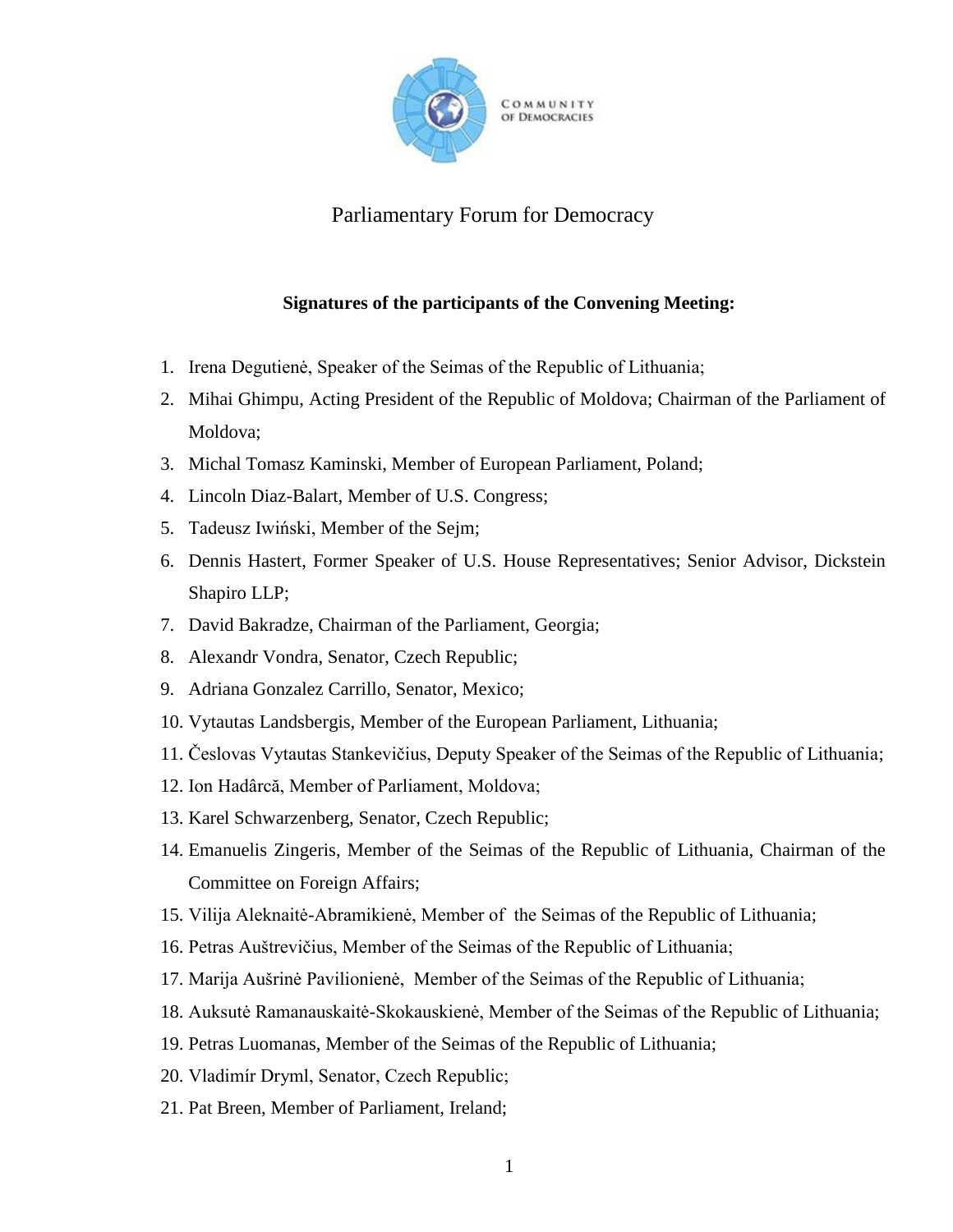COMMUNITY OF DEMOCRACIES

# Parliamentary Forum for Democracy

**Signatures of the participants of the Convening Meeting:**

1. Irena Degutienė, Speaker of the Seimas of the Republic of Lithuania;
2. Mihai Ghimpu, Acting President of the Republic of Moldova; Chairman of the Parliament of Moldova;
3. Michal Tomasz Kaminski, Member of European Parliament, Poland;
4. Lincoln Diaz-Balart, Member of U.S. Congress;
5. Tadeusz Iwiński, Member of the Sejm;
6. Dennis Hastert, Former Speaker of U.S. House Representatives; Senior Advisor, Dickstein Shapiro LLP;
7. David Bakradze, Chairman of the Parliament, Georgia;
8. Alexandr Vondra, Senator, Czech Republic;
9. Adriana Gonzalez Carrillo, Senator, Mexico;
10. Vytautas Landsbergis, Member of the European Parliament, Lithuania;
11. Česlovas Vytautas Stankevičius, Deputy Speaker of the Seimas of the Republic of Lithuania;
12. Ion Hadârcă, Member of Parliament, Moldova;
13. Karel Schwarzenberg, Senator, Czech Republic;
14. Emanuelis Zingeris, Member of the Seimas of the Republic of Lithuania, Chairman of the Committee on Foreign Affairs;
15. Vilija Aleknaitė-Abramikienė, Member of the Seimas of the Republic of Lithuania;
16. Petras Auštrevičius, Member of the Seimas of the Republic of Lithuania;
17. Marija Aušrinė Pavilionienė, Member of the Seimas of the Republic of Lithuania;
18. Auksutė Ramanauskaitė-Skokauskienė, Member of the Seimas of the Republic of Lithuania;
19. Petras Luomanas, Member of the Seimas of the Republic of Lithuania;
20. Vladimír Dryml, Senator, Czech Republic;
21. Pat Breen, Member of Parliament, Ireland;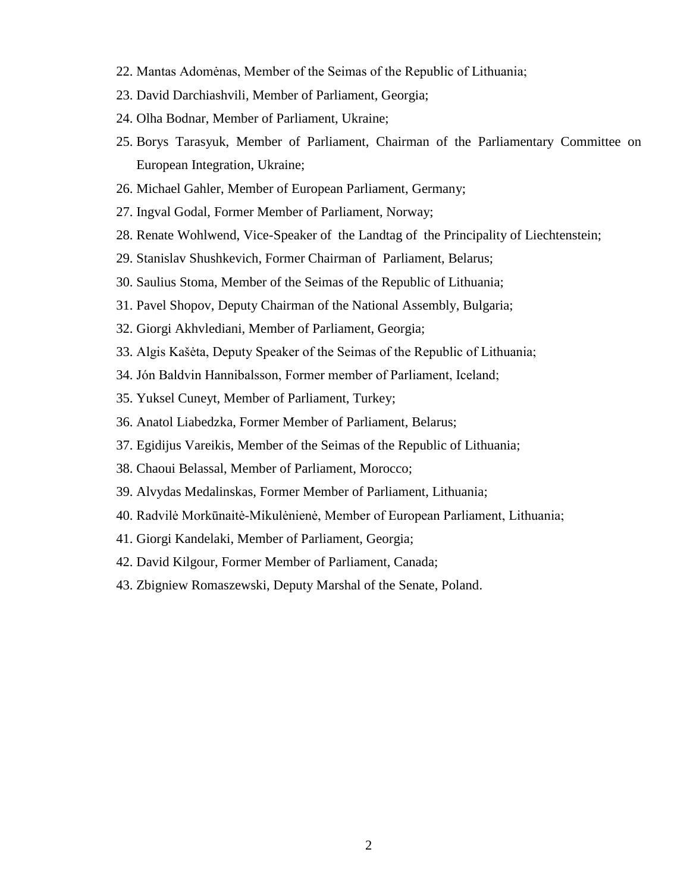22. Mantas Adomėnas, Member of the Seimas of the Republic of Lithuania;
23. David Darchiashvili, Member of Parliament, Georgia;
24. Olha Bodnar, Member of Parliament, Ukraine;
25. Borys Tarasyuk, Member of Parliament, Chairman of the Parliamentary Committee on European Integration, Ukraine;
26. Michael Gahler, Member of European Parliament, Germany;
27. Ingval Godal, Former Member of Parliament, Norway;
28. Renate Wohlwend, Vice-Speaker of the Landtag of the Principality of Liechtenstein;
29. Stanislav Shushkevich, Former Chairman of Parliament, Belarus;
30. Saulius Stoma, Member of the Seimas of the Republic of Lithuania;
31. Pavel Shopov, Deputy Chairman of the National Assembly, Bulgaria;
32. Giorgi Akhvlediani, Member of Parliament, Georgia;
33. Algis Kašėta, Deputy Speaker of the Seimas of the Republic of Lithuania;
34. Jón Baldvin Hannibalsson, Former member of Parliament, Iceland;
35. Yuksel Cuneyt, Member of Parliament, Turkey;
36. Anatol Liabedzka, Former Member of Parliament, Belarus;
37. Egidijus Vareikis, Member of the Seimas of the Republic of Lithuania;
38. Chaoui Belassal, Member of Parliament, Morocco;
39. Alvydas Medalinskas, Former Member of Parliament, Lithuania;
40. Radvilė Morkūnaitė-Mikulėnienė, Member of European Parliament, Lithuania;
41. Giorgi Kandelaki, Member of Parliament, Georgia;
42. David Kilgour, Former Member of Parliament, Canada;
43. Zbigniew Romaszewski, Deputy Marshal of the Senate, Poland.